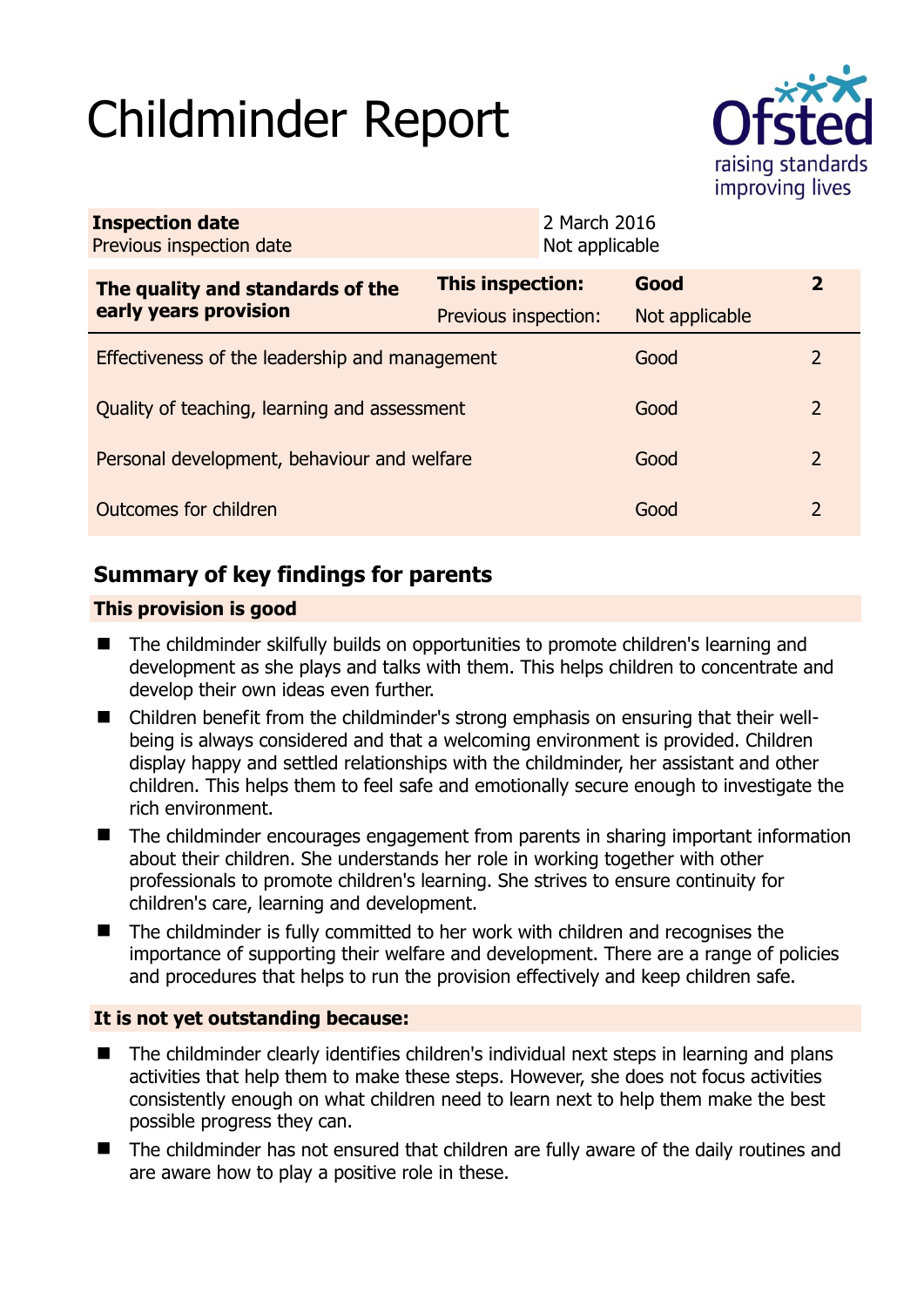# Childminder Report

Ofsted
raising standards
improving lives

| | |
|---|---|
| **Inspection date** | 2 March 2016 |
| Previous inspection date | Not applicable |

| **The quality and standards of the early years provision** | **This inspection:** | **Good** | **2** |
|---|---|---|---|
| | Previous inspection: | Not applicable | |
| Effectiveness of the leadership and management | | Good | 2 |
| Quality of teaching, learning and assessment | | Good | 2 |
| Personal development, behaviour and welfare | | Good | 2 |
| Outcomes for children | | Good | 2 |

## Summary of key findings for parents

**This provision is good**

- The childminder skilfully builds on opportunities to promote children's learning and development as she plays and talks with them. This helps children to concentrate and develop their own ideas even further.
- Children benefit from the childminder's strong emphasis on ensuring that their well-being is always considered and that a welcoming environment is provided. Children display happy and settled relationships with the childminder, her assistant and other children. This helps them to feel safe and emotionally secure enough to investigate the rich environment.
- The childminder encourages engagement from parents in sharing important information about their children. She understands her role in working together with other professionals to promote children's learning. She strives to ensure continuity for children's care, learning and development.
- The childminder is fully committed to her work with children and recognises the importance of supporting their welfare and development. There are a range of policies and procedures that helps to run the provision effectively and keep children safe.

**It is not yet outstanding because:**

- The childminder clearly identifies children's individual next steps in learning and plans activities that help them to make these steps. However, she does not focus activities consistently enough on what children need to learn next to help them make the best possible progress they can.
- The childminder has not ensured that children are fully aware of the daily routines and are aware how to play a positive role in these.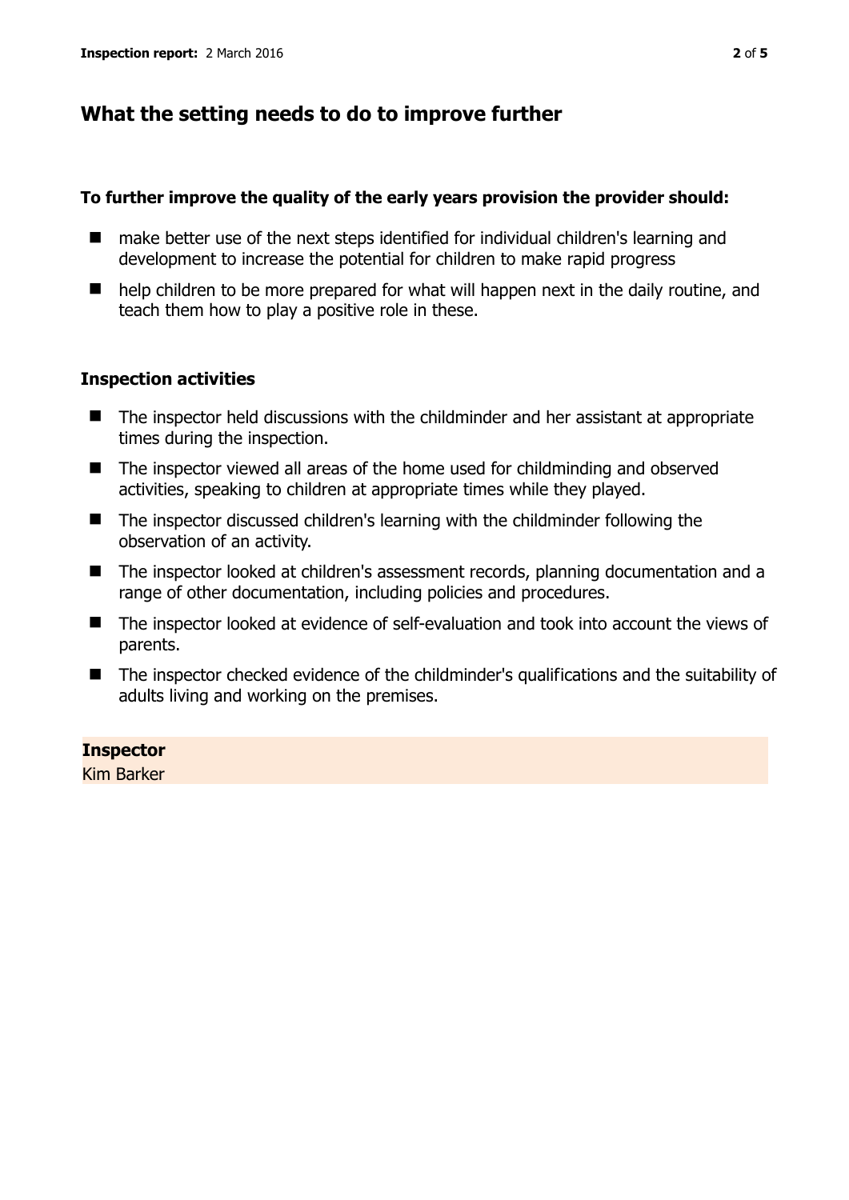## What the setting needs to do to improve further

**To further improve the quality of the early years provision the provider should:**

- make better use of the next steps identified for individual children's learning and development to increase the potential for children to make rapid progress
- help children to be more prepared for what will happen next in the daily routine, and teach them how to play a positive role in these.

### Inspection activities

- The inspector held discussions with the childminder and her assistant at appropriate times during the inspection.
- The inspector viewed all areas of the home used for childminding and observed activities, speaking to children at appropriate times while they played.
- The inspector discussed children's learning with the childminder following the observation of an activity.
- The inspector looked at children's assessment records, planning documentation and a range of other documentation, including policies and procedures.
- The inspector looked at evidence of self-evaluation and took into account the views of parents.
- The inspector checked evidence of the childminder's qualifications and the suitability of adults living and working on the premises.

**Inspector**
Kim Barker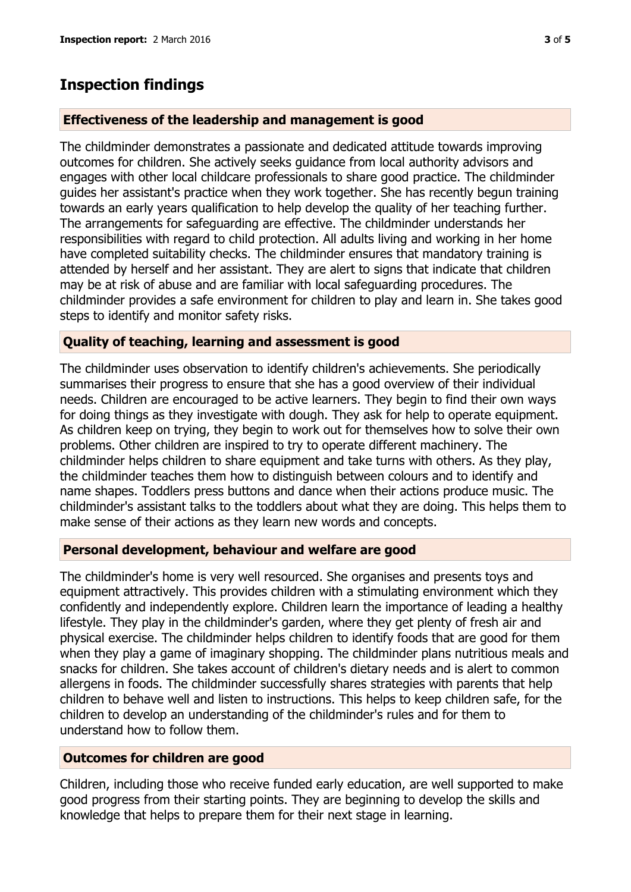## Inspection findings

### Effectiveness of the leadership and management is good

The childminder demonstrates a passionate and dedicated attitude towards improving outcomes for children. She actively seeks guidance from local authority advisors and engages with other local childcare professionals to share good practice. The childminder guides her assistant's practice when they work together. She has recently begun training towards an early years qualification to help develop the quality of her teaching further. The arrangements for safeguarding are effective. The childminder understands her responsibilities with regard to child protection. All adults living and working in her home have completed suitability checks. The childminder ensures that mandatory training is attended by herself and her assistant. They are alert to signs that indicate that children may be at risk of abuse and are familiar with local safeguarding procedures. The childminder provides a safe environment for children to play and learn in. She takes good steps to identify and monitor safety risks.

### Quality of teaching, learning and assessment is good

The childminder uses observation to identify children's achievements. She periodically summarises their progress to ensure that she has a good overview of their individual needs. Children are encouraged to be active learners. They begin to find their own ways for doing things as they investigate with dough. They ask for help to operate equipment. As children keep on trying, they begin to work out for themselves how to solve their own problems. Other children are inspired to try to operate different machinery. The childminder helps children to share equipment and take turns with others. As they play, the childminder teaches them how to distinguish between colours and to identify and name shapes. Toddlers press buttons and dance when their actions produce music. The childminder's assistant talks to the toddlers about what they are doing. This helps them to make sense of their actions as they learn new words and concepts.

### Personal development, behaviour and welfare are good

The childminder's home is very well resourced. She organises and presents toys and equipment attractively. This provides children with a stimulating environment which they confidently and independently explore. Children learn the importance of leading a healthy lifestyle. They play in the childminder's garden, where they get plenty of fresh air and physical exercise. The childminder helps children to identify foods that are good for them when they play a game of imaginary shopping. The childminder plans nutritious meals and snacks for children. She takes account of children's dietary needs and is alert to common allergens in foods. The childminder successfully shares strategies with parents that help children to behave well and listen to instructions. This helps to keep children safe, for the children to develop an understanding of the childminder's rules and for them to understand how to follow them.

### Outcomes for children are good

Children, including those who receive funded early education, are well supported to make good progress from their starting points. They are beginning to develop the skills and knowledge that helps to prepare them for their next stage in learning.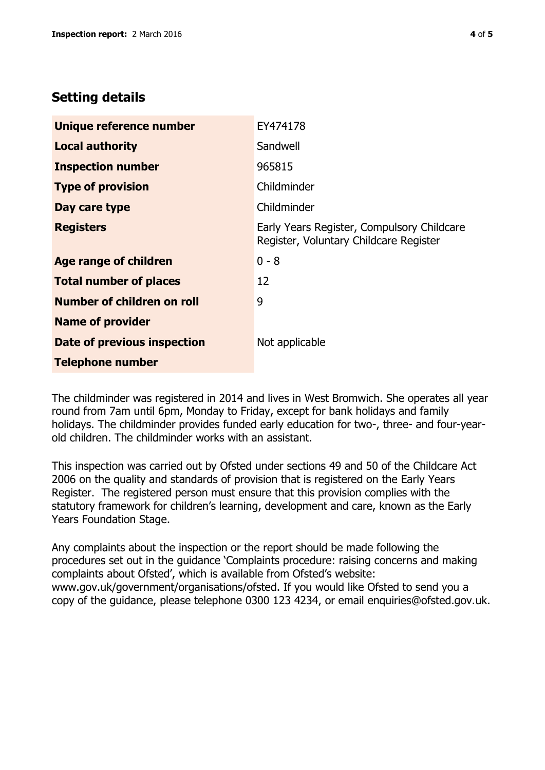## Setting details

| | |
|---|---|
| **Unique reference number** | EY474178 |
| **Local authority** | Sandwell |
| **Inspection number** | 965815 |
| **Type of provision** | Childminder |
| **Day care type** | Childminder |
| **Registers** | Early Years Register, Compulsory Childcare Register, Voluntary Childcare Register |
| **Age range of children** | 0 - 8 |
| **Total number of places** | 12 |
| **Number of children on roll** | 9 |
| **Name of provider** | |
| **Date of previous inspection** | Not applicable |
| **Telephone number** | |

The childminder was registered in 2014 and lives in West Bromwich. She operates all year round from 7am until 6pm, Monday to Friday, except for bank holidays and family holidays. The childminder provides funded early education for two-, three- and four-year-old children. The childminder works with an assistant.

This inspection was carried out by Ofsted under sections 49 and 50 of the Childcare Act 2006 on the quality and standards of provision that is registered on the Early Years Register. The registered person must ensure that this provision complies with the statutory framework for children's learning, development and care, known as the Early Years Foundation Stage.

Any complaints about the inspection or the report should be made following the procedures set out in the guidance 'Complaints procedure: raising concerns and making complaints about Ofsted', which is available from Ofsted's website: www.gov.uk/government/organisations/ofsted. If you would like Ofsted to send you a copy of the guidance, please telephone 0300 123 4234, or email enquiries@ofsted.gov.uk.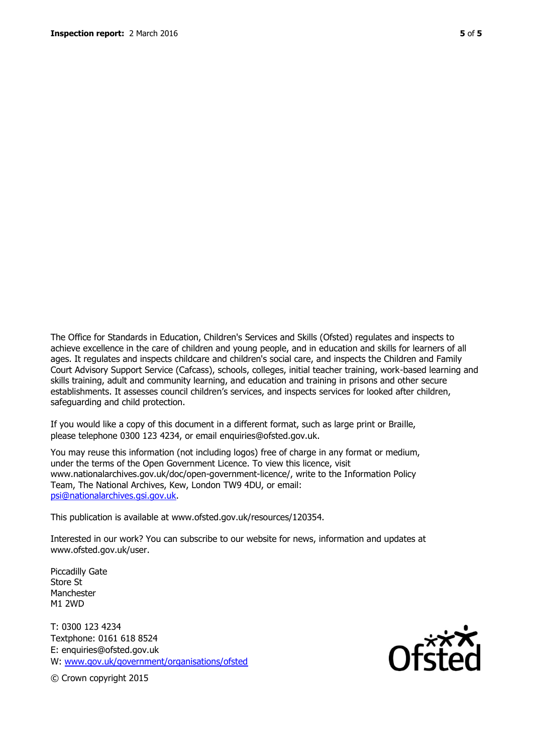The Office for Standards in Education, Children's Services and Skills (Ofsted) regulates and inspects to achieve excellence in the care of children and young people, and in education and skills for learners of all ages. It regulates and inspects childcare and children's social care, and inspects the Children and Family Court Advisory Support Service (Cafcass), schools, colleges, initial teacher training, work-based learning and skills training, adult and community learning, and education and training in prisons and other secure establishments. It assesses council children's services, and inspects services for looked after children, safeguarding and child protection.

If you would like a copy of this document in a different format, such as large print or Braille, please telephone 0300 123 4234, or email enquiries@ofsted.gov.uk.

You may reuse this information (not including logos) free of charge in any format or medium, under the terms of the Open Government Licence. To view this licence, visit www.nationalarchives.gov.uk/doc/open-government-licence/, write to the Information Policy Team, The National Archives, Kew, London TW9 4DU, or email: psi@nationalarchives.gsi.gov.uk.

This publication is available at www.ofsted.gov.uk/resources/120354.

Interested in our work? You can subscribe to our website for news, information and updates at www.ofsted.gov.uk/user.

Piccadilly Gate
Store St
Manchester
M1 2WD

T: 0300 123 4234
Textphone: 0161 618 8524
E: enquiries@ofsted.gov.uk
W: www.gov.uk/government/organisations/ofsted

© Crown copyright 2015